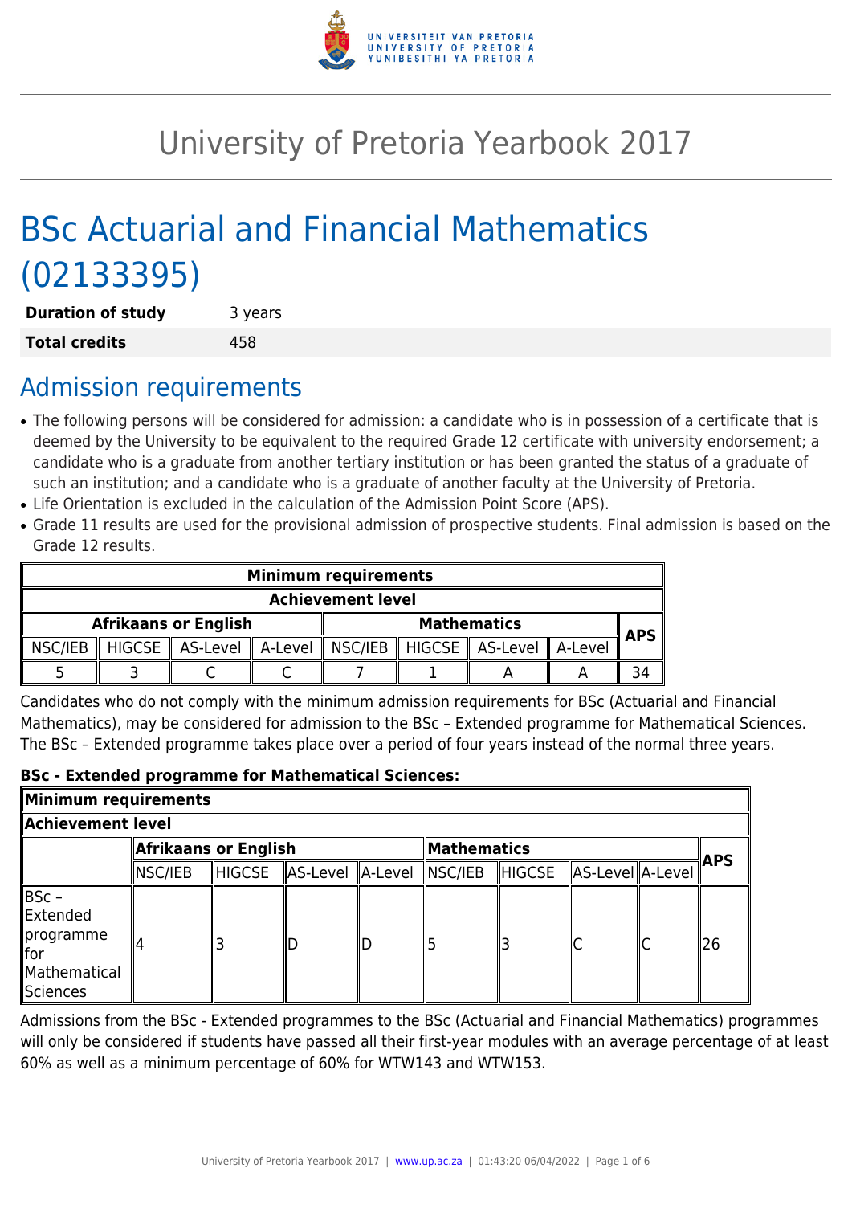# University of Pretoria Yearbook 2017

# BSc Actuarial and Financial Mathematics (02133395)

| **Duration of study** | 3 years |
|---|---|
| **Total credits** | 458 |

## Admission requirements

- The following persons will be considered for admission: a candidate who is in possession of a certificate that is deemed by the University to be equivalent to the required Grade 12 certificate with university endorsement; a candidate who is a graduate from another tertiary institution or has been granted the status of a graduate of such an institution; and a candidate who is a graduate of another faculty at the University of Pretoria.
- Life Orientation is excluded in the calculation of the Admission Point Score (APS).
- Grade 11 results are used for the provisional admission of prospective students. Final admission is based on the Grade 12 results.

| **Minimum requirements** | | | | | | | | |
|---|---|---|---|---|---|---|---|---|
| **Achievement level** | | | | | | | | |
| **Afrikaans or English** | | | | **Mathematics** | | | | **APS** |
| NSC/IEB | HIGCSE | AS-Level | A-Level | NSC/IEB | HIGCSE | AS-Level | A-Level | |
| 5 | 3 | C | C | 7 | 1 | A | A | 34 |

Candidates who do not comply with the minimum admission requirements for BSc (Actuarial and Financial Mathematics), may be considered for admission to the BSc – Extended programme for Mathematical Sciences. The BSc – Extended programme takes place over a period of four years instead of the normal three years.

**BSc - Extended programme for Mathematical Sciences:**

| **Minimum requirements** | | | | | | | | | |
|---|---|---|---|---|---|---|---|---|---|
| **Achievement level** | | | | | | | | | |
| | **Afrikaans or English** | | | | **Mathematics** | | | | **APS** |
| | NSC/IEB | HIGCSE | AS-Level | A-Level | NSC/IEB | HIGCSE | AS-Level | A-Level | |
| BSc – Extended programme for Mathematical Sciences | 4 | 3 | D | D | 5 | 3 | C | C | 26 |

Admissions from the BSc - Extended programmes to the BSc (Actuarial and Financial Mathematics) programmes will only be considered if students have passed all their first-year modules with an average percentage of at least 60% as well as a minimum percentage of 60% for WTW143 and WTW153.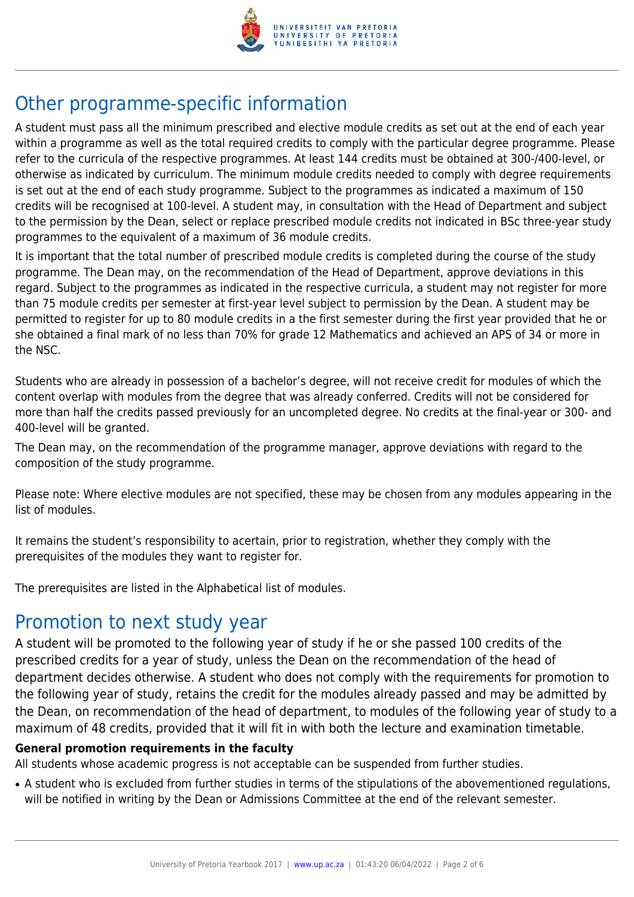## Other programme-specific information

A student must pass all the minimum prescribed and elective module credits as set out at the end of each year within a programme as well as the total required credits to comply with the particular degree programme. Please refer to the curricula of the respective programmes. At least 144 credits must be obtained at 300-/400-level, or otherwise as indicated by curriculum. The minimum module credits needed to comply with degree requirements is set out at the end of each study programme. Subject to the programmes as indicated a maximum of 150 credits will be recognised at 100-level. A student may, in consultation with the Head of Department and subject to the permission by the Dean, select or replace prescribed module credits not indicated in BSc three-year study programmes to the equivalent of a maximum of 36 module credits.

It is important that the total number of prescribed module credits is completed during the course of the study programme. The Dean may, on the recommendation of the Head of Department, approve deviations in this regard. Subject to the programmes as indicated in the respective curricula, a student may not register for more than 75 module credits per semester at first-year level subject to permission by the Dean. A student may be permitted to register for up to 80 module credits in a the first semester during the first year provided that he or she obtained a final mark of no less than 70% for grade 12 Mathematics and achieved an APS of 34 or more in the NSC.

Students who are already in possession of a bachelor's degree, will not receive credit for modules of which the content overlap with modules from the degree that was already conferred. Credits will not be considered for more than half the credits passed previously for an uncompleted degree. No credits at the final-year or 300- and 400-level will be granted.

The Dean may, on the recommendation of the programme manager, approve deviations with regard to the composition of the study programme.

Please note: Where elective modules are not specified, these may be chosen from any modules appearing in the list of modules.

It remains the student's responsibility to acertain, prior to registration, whether they comply with the prerequisites of the modules they want to register for.

The prerequisites are listed in the Alphabetical list of modules.

## Promotion to next study year

A student will be promoted to the following year of study if he or she passed 100 credits of the prescribed credits for a year of study, unless the Dean on the recommendation of the head of department decides otherwise. A student who does not comply with the requirements for promotion to the following year of study, retains the credit for the modules already passed and may be admitted by the Dean, on recommendation of the head of department, to modules of the following year of study to a maximum of 48 credits, provided that it will fit in with both the lecture and examination timetable.

**General promotion requirements in the faculty**

All students whose academic progress is not acceptable can be suspended from further studies.

- A student who is excluded from further studies in terms of the stipulations of the abovementioned regulations, will be notified in writing by the Dean or Admissions Committee at the end of the relevant semester.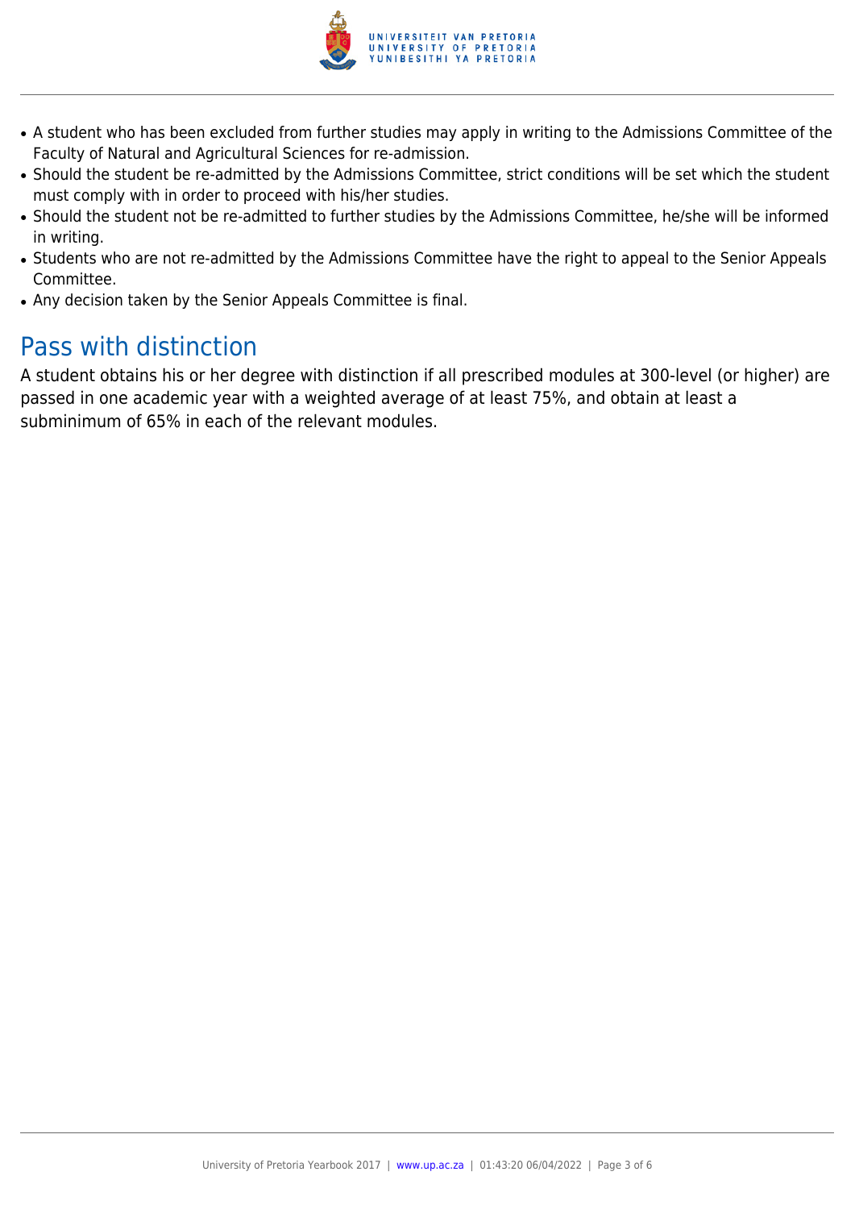- A student who has been excluded from further studies may apply in writing to the Admissions Committee of the Faculty of Natural and Agricultural Sciences for re-admission.
- Should the student be re-admitted by the Admissions Committee, strict conditions will be set which the student must comply with in order to proceed with his/her studies.
- Should the student not be re-admitted to further studies by the Admissions Committee, he/she will be informed in writing.
- Students who are not re-admitted by the Admissions Committee have the right to appeal to the Senior Appeals Committee.
- Any decision taken by the Senior Appeals Committee is final.

## Pass with distinction

A student obtains his or her degree with distinction if all prescribed modules at 300-level (or higher) are passed in one academic year with a weighted average of at least 75%, and obtain at least a subminimum of 65% in each of the relevant modules.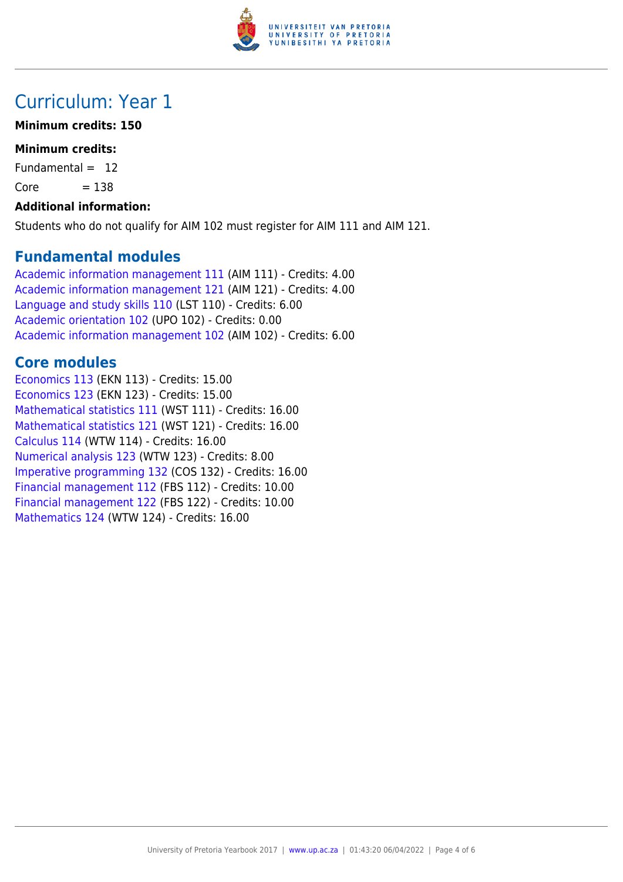# Curriculum: Year 1

**Minimum credits: 150**

**Minimum credits:**

Fundamental = 12

Core = 138

**Additional information:**

Students who do not qualify for AIM 102 must register for AIM 111 and AIM 121.

## Fundamental modules

Academic information management 111 (AIM 111) - Credits: 4.00
Academic information management 121 (AIM 121) - Credits: 4.00
Language and study skills 110 (LST 110) - Credits: 6.00
Academic orientation 102 (UPO 102) - Credits: 0.00
Academic information management 102 (AIM 102) - Credits: 6.00

## Core modules

Economics 113 (EKN 113) - Credits: 15.00
Economics 123 (EKN 123) - Credits: 15.00
Mathematical statistics 111 (WST 111) - Credits: 16.00
Mathematical statistics 121 (WST 121) - Credits: 16.00
Calculus 114 (WTW 114) - Credits: 16.00
Numerical analysis 123 (WTW 123) - Credits: 8.00
Imperative programming 132 (COS 132) - Credits: 16.00
Financial management 112 (FBS 112) - Credits: 10.00
Financial management 122 (FBS 122) - Credits: 10.00
Mathematics 124 (WTW 124) - Credits: 16.00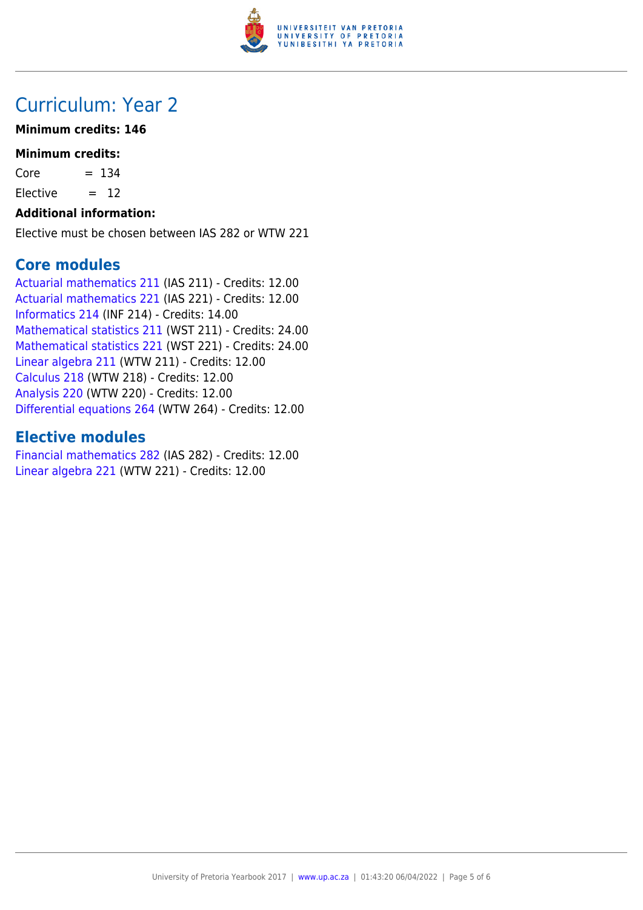# Curriculum: Year 2

**Minimum credits: 146**

**Minimum credits:**

Core = 134

Elective = 12

**Additional information:**

Elective must be chosen between IAS 282 or WTW 221

## Core modules

Actuarial mathematics 211 (IAS 211) - Credits: 12.00
Actuarial mathematics 221 (IAS 221) - Credits: 12.00
Informatics 214 (INF 214) - Credits: 14.00
Mathematical statistics 211 (WST 211) - Credits: 24.00
Mathematical statistics 221 (WST 221) - Credits: 24.00
Linear algebra 211 (WTW 211) - Credits: 12.00
Calculus 218 (WTW 218) - Credits: 12.00
Analysis 220 (WTW 220) - Credits: 12.00
Differential equations 264 (WTW 264) - Credits: 12.00

## Elective modules

Financial mathematics 282 (IAS 282) - Credits: 12.00
Linear algebra 221 (WTW 221) - Credits: 12.00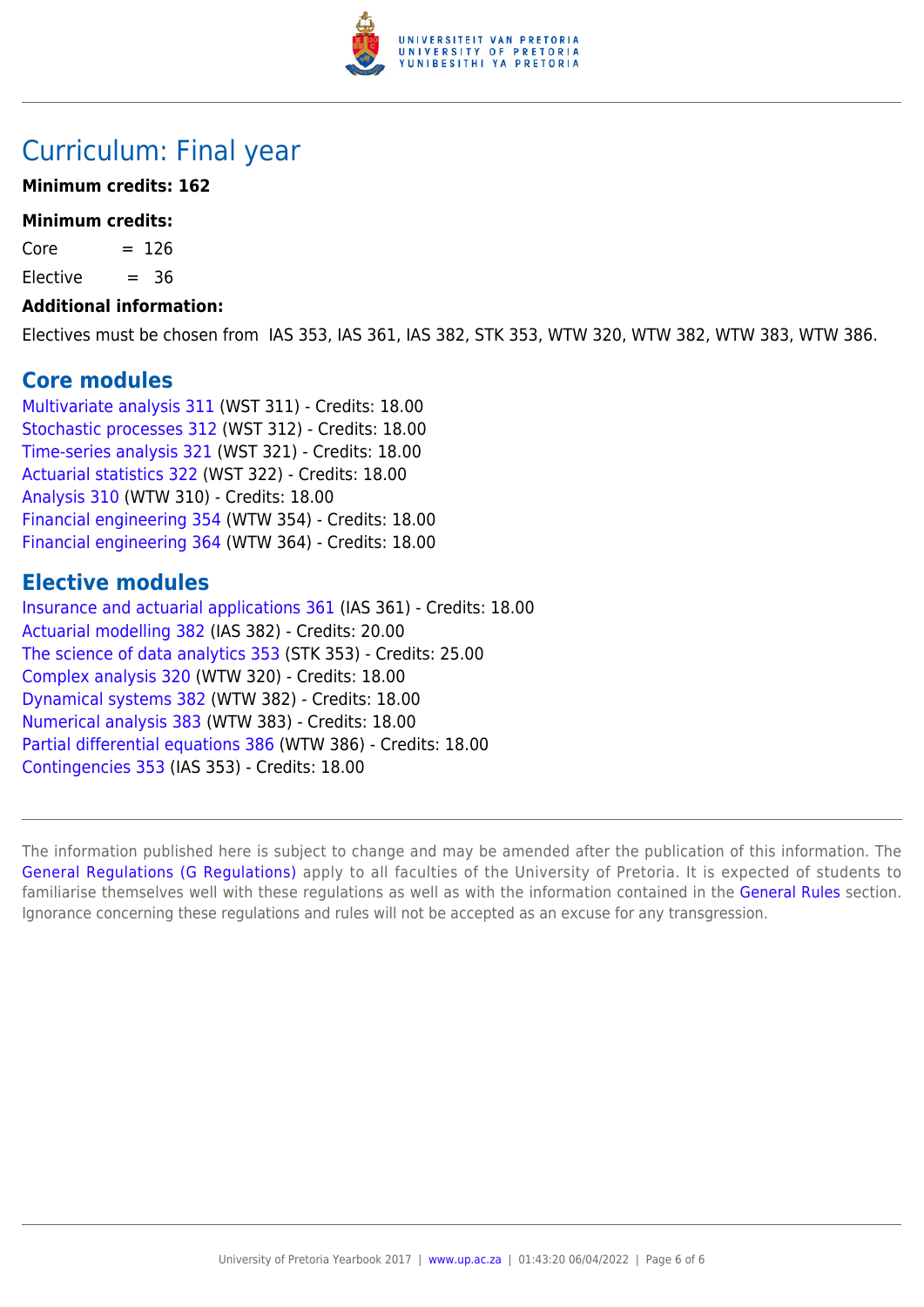# Curriculum: Final year

**Minimum credits: 162**

**Minimum credits:**

Core = 126

Elective = 36

**Additional information:**

Electives must be chosen from IAS 353, IAS 361, IAS 382, STK 353, WTW 320, WTW 382, WTW 383, WTW 386.

## Core modules

Multivariate analysis 311 (WST 311) - Credits: 18.00
Stochastic processes 312 (WST 312) - Credits: 18.00
Time-series analysis 321 (WST 321) - Credits: 18.00
Actuarial statistics 322 (WST 322) - Credits: 18.00
Analysis 310 (WTW 310) - Credits: 18.00
Financial engineering 354 (WTW 354) - Credits: 18.00
Financial engineering 364 (WTW 364) - Credits: 18.00

## Elective modules

Insurance and actuarial applications 361 (IAS 361) - Credits: 18.00
Actuarial modelling 382 (IAS 382) - Credits: 20.00
The science of data analytics 353 (STK 353) - Credits: 25.00
Complex analysis 320 (WTW 320) - Credits: 18.00
Dynamical systems 382 (WTW 382) - Credits: 18.00
Numerical analysis 383 (WTW 383) - Credits: 18.00
Partial differential equations 386 (WTW 386) - Credits: 18.00
Contingencies 353 (IAS 353) - Credits: 18.00

The information published here is subject to change and may be amended after the publication of this information. The General Regulations (G Regulations) apply to all faculties of the University of Pretoria. It is expected of students to familiarise themselves well with these regulations as well as with the information contained in the General Rules section. Ignorance concerning these regulations and rules will not be accepted as an excuse for any transgression.